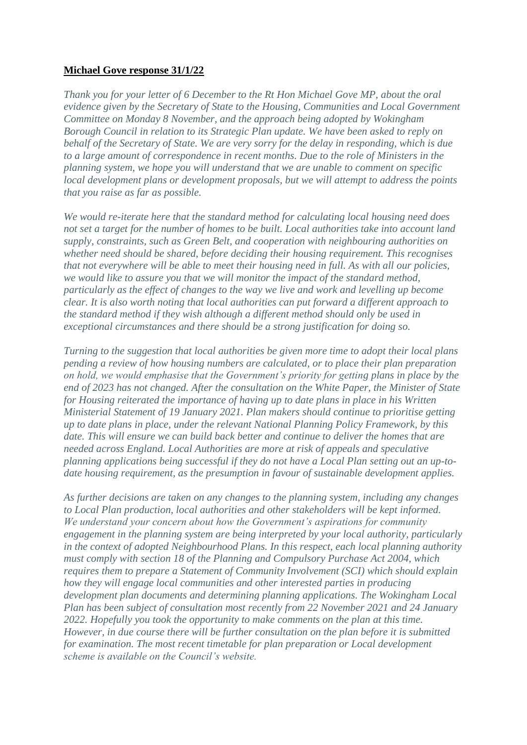**Michael Gove response 31/1/22**

*Thank you for your letter of 6 December to the Rt Hon Michael Gove MP, about the oral evidence given by the Secretary of State to the Housing, Communities and Local Government Committee on Monday 8 November, and the approach being adopted by Wokingham Borough Council in relation to its Strategic Plan update. We have been asked to reply on behalf of the Secretary of State. We are very sorry for the delay in responding, which is due to a large amount of correspondence in recent months. Due to the role of Ministers in the planning system, we hope you will understand that we are unable to comment on specific local development plans or development proposals, but we will attempt to address the points that you raise as far as possible.*

*We would re-iterate here that the standard method for calculating local housing need does not set a target for the number of homes to be built. Local authorities take into account land supply, constraints, such as Green Belt, and cooperation with neighbouring authorities on whether need should be shared, before deciding their housing requirement. This recognises that not everywhere will be able to meet their housing need in full. As with all our policies, we would like to assure you that we will monitor the impact of the standard method, particularly as the effect of changes to the way we live and work and levelling up become clear. It is also worth noting that local authorities can put forward a different approach to the standard method if they wish although a different method should only be used in exceptional circumstances and there should be a strong justification for doing so.*

*Turning to the suggestion that local authorities be given more time to adopt their local plans pending a review of how housing numbers are calculated, or to place their plan preparation on hold, we would emphasise that the Government's priority for getting plans in place by the end of 2023 has not changed. After the consultation on the White Paper, the Minister of State for Housing reiterated the importance of having up to date plans in place in his Written Ministerial Statement of 19 January 2021. Plan makers should continue to prioritise getting up to date plans in place, under the relevant National Planning Policy Framework, by this date. This will ensure we can build back better and continue to deliver the homes that are needed across England. Local Authorities are more at risk of appeals and speculative planning applications being successful if they do not have a Local Plan setting out an up-to-date housing requirement, as the presumption in favour of sustainable development applies.*

*As further decisions are taken on any changes to the planning system, including any changes to Local Plan production, local authorities and other stakeholders will be kept informed. We understand your concern about how the Government's aspirations for community engagement in the planning system are being interpreted by your local authority, particularly in the context of adopted Neighbourhood Plans. In this respect, each local planning authority must comply with section 18 of the Planning and Compulsory Purchase Act 2004, which requires them to prepare a Statement of Community Involvement (SCI) which should explain how they will engage local communities and other interested parties in producing development plan documents and determining planning applications. The Wokingham Local Plan has been subject of consultation most recently from 22 November 2021 and 24 January 2022. Hopefully you took the opportunity to make comments on the plan at this time. However, in due course there will be further consultation on the plan before it is submitted for examination. The most recent timetable for plan preparation or Local development scheme is available on the Council's website.*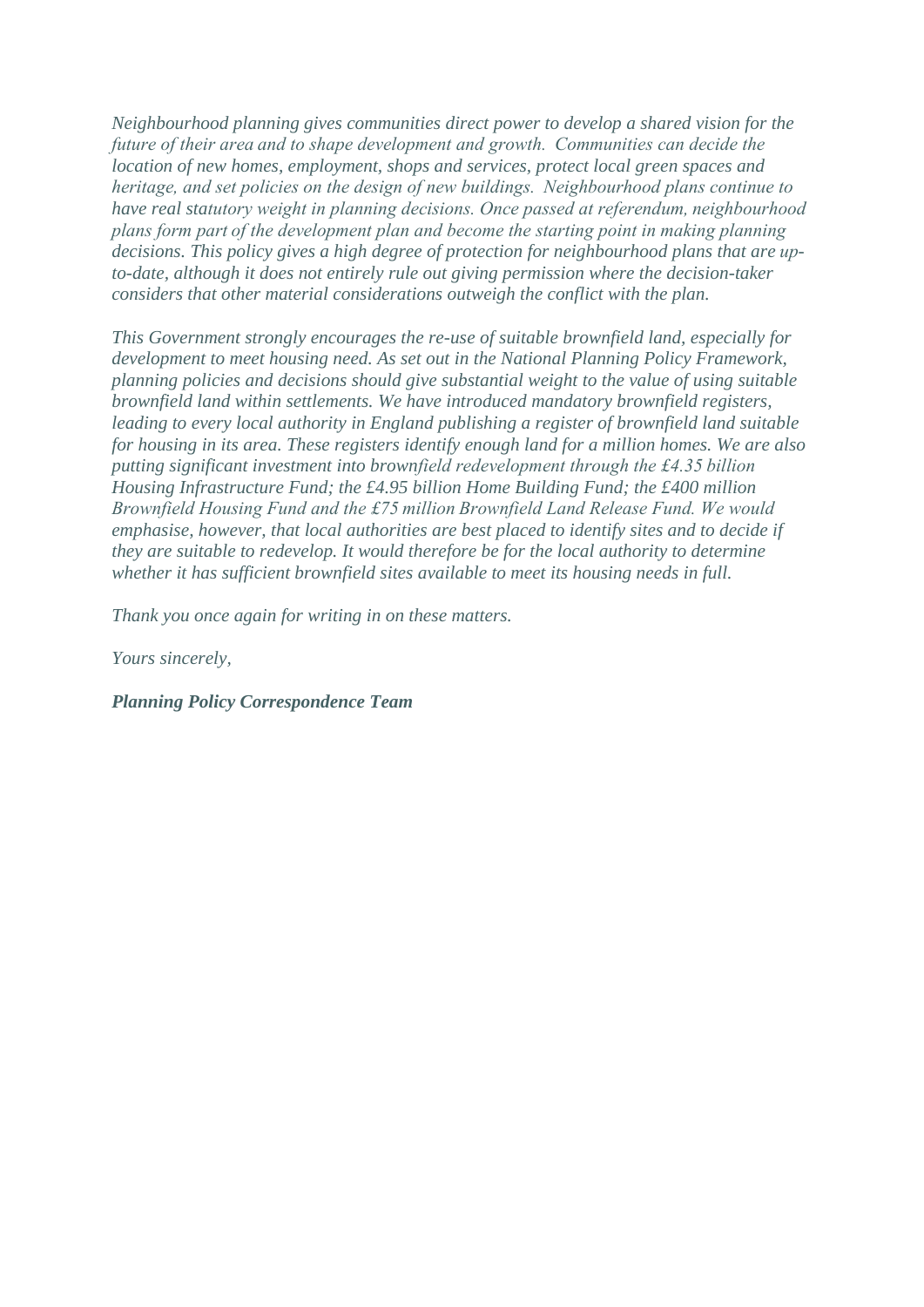*Neighbourhood planning gives communities direct power to develop a shared vision for the future of their area and to shape development and growth. Communities can decide the location of new homes, employment, shops and services, protect local green spaces and heritage, and set policies on the design of new buildings. Neighbourhood plans continue to have real statutory weight in planning decisions. Once passed at referendum, neighbourhood plans form part of the development plan and become the starting point in making planning decisions. This policy gives a high degree of protection for neighbourhood plans that are up-to-date, although it does not entirely rule out giving permission where the decision-taker considers that other material considerations outweigh the conflict with the plan.*

*This Government strongly encourages the re-use of suitable brownfield land, especially for development to meet housing need. As set out in the National Planning Policy Framework, planning policies and decisions should give substantial weight to the value of using suitable brownfield land within settlements. We have introduced mandatory brownfield registers, leading to every local authority in England publishing a register of brownfield land suitable for housing in its area. These registers identify enough land for a million homes. We are also putting significant investment into brownfield redevelopment through the £4.35 billion Housing Infrastructure Fund; the £4.95 billion Home Building Fund; the £400 million Brownfield Housing Fund and the £75 million Brownfield Land Release Fund. We would emphasise, however, that local authorities are best placed to identify sites and to decide if they are suitable to redevelop. It would therefore be for the local authority to determine whether it has sufficient brownfield sites available to meet its housing needs in full.*

*Thank you once again for writing in on these matters.*

*Yours sincerely,*

***Planning Policy Correspondence Team***